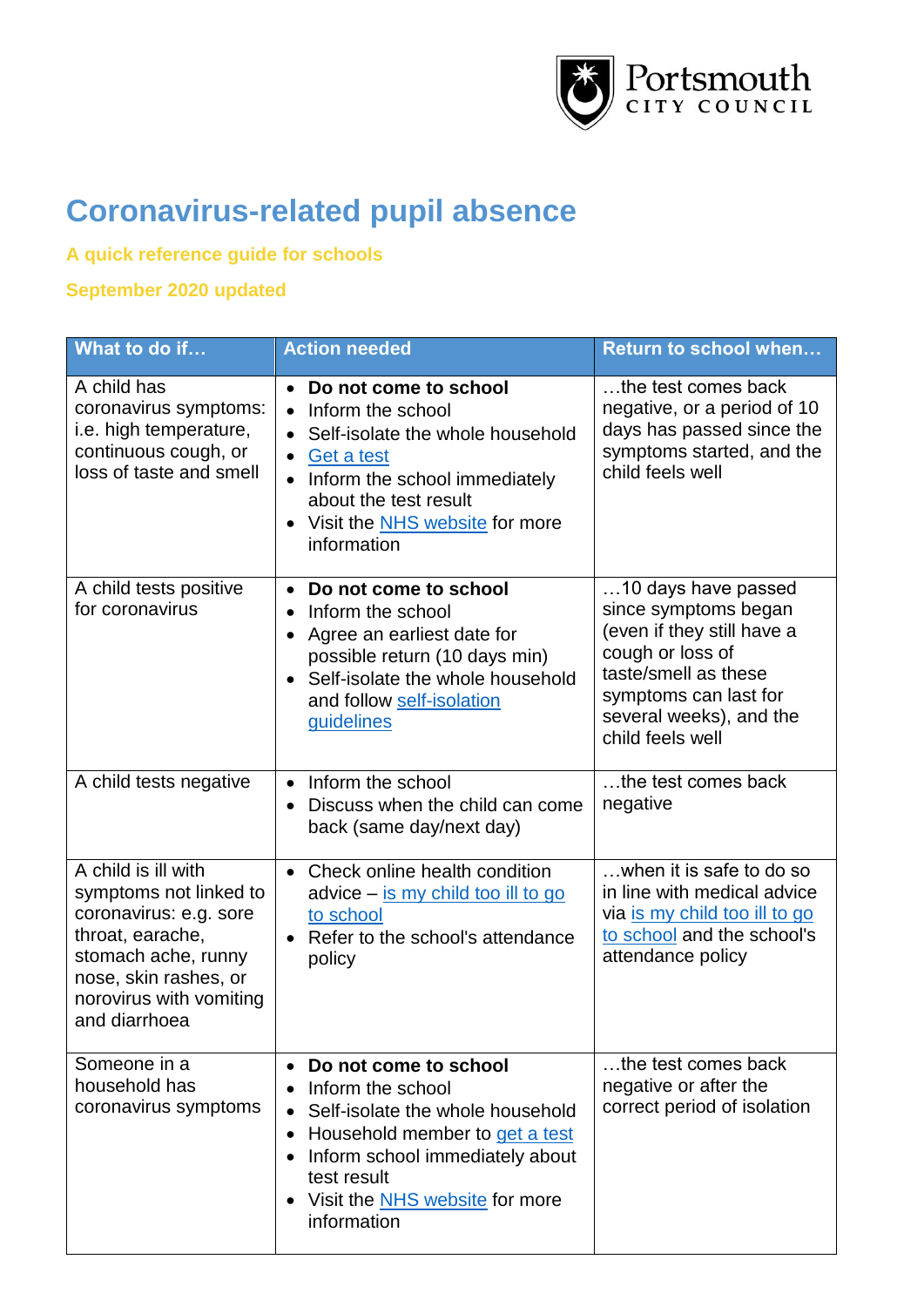Portsmouth CITY COUNCIL

# Coronavirus-related pupil absence

**A quick reference guide for schools**

**September 2020 updated**

| What to do if… | Action needed | Return to school when… |
|---|---|---|
| A child has coronavirus symptoms: i.e. high temperature, continuous cough, or loss of taste and smell | • **Do not come to school**<br>• Inform the school<br>• Self-isolate the whole household<br>• Get a test<br>• Inform the school immediately about the test result<br>• Visit the NHS website for more information | …the test comes back negative, or a period of 10 days has passed since the symptoms started, and the child feels well |
| A child tests positive for coronavirus | • **Do not come to school**<br>• Inform the school<br>• Agree an earliest date for possible return (10 days min)<br>• Self-isolate the whole household and follow self-isolation guidelines | …10 days have passed since symptoms began (even if they still have a cough or loss of taste/smell as these symptoms can last for several weeks), and the child feels well |
| A child tests negative | • Inform the school<br>• Discuss when the child can come back (same day/next day) | …the test comes back negative |
| A child is ill with symptoms not linked to coronavirus: e.g. sore throat, earache, stomach ache, runny nose, skin rashes, or norovirus with vomiting and diarrhoea | • Check online health condition advice – is my child too ill to go to school<br>• Refer to the school's attendance policy | …when it is safe to do so in line with medical advice via is my child too ill to go to school and the school's attendance policy |
| Someone in a household has coronavirus symptoms | • **Do not come to school**<br>• Inform the school<br>• Self-isolate the whole household<br>• Household member to get a test<br>• Inform school immediately about test result<br>• Visit the NHS website for more information | …the test comes back negative or after the correct period of isolation |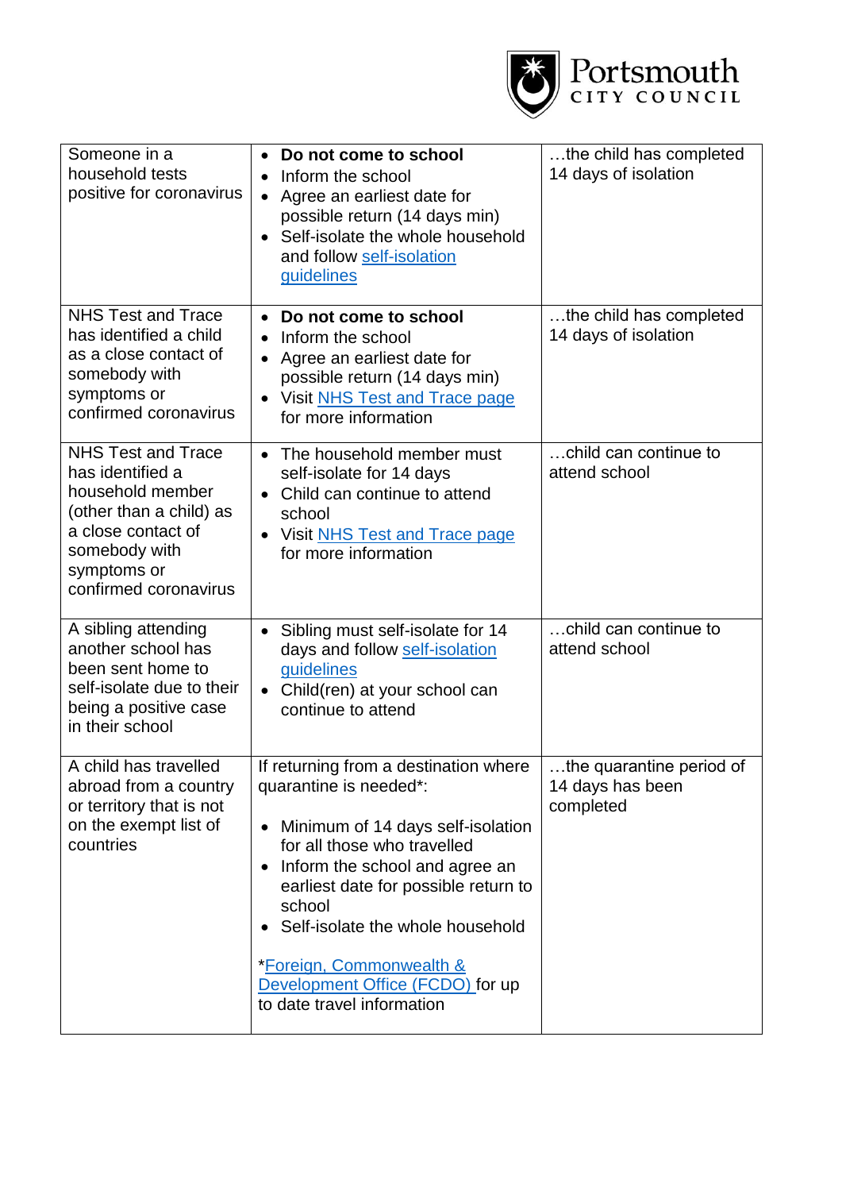| Someone in a household tests positive for coronavirus | • **Do not come to school**<br>• Inform the school<br>• Agree an earliest date for possible return (14 days min)<br>• Self-isolate the whole household and follow self-isolation guidelines | …the child has completed 14 days of isolation |
|---|---|---|
| NHS Test and Trace has identified a child as a close contact of somebody with symptoms or confirmed coronavirus | • **Do not come to school**<br>• Inform the school<br>• Agree an earliest date for possible return (14 days min)<br>• Visit NHS Test and Trace page for more information | …the child has completed 14 days of isolation |
| NHS Test and Trace has identified a household member (other than a child) as a close contact of somebody with symptoms or confirmed coronavirus | • The household member must self-isolate for 14 days<br>• Child can continue to attend school<br>• Visit NHS Test and Trace page for more information | …child can continue to attend school |
| A sibling attending another school has been sent home to self-isolate due to their being a positive case in their school | • Sibling must self-isolate for 14 days and follow self-isolation guidelines<br>• Child(ren) at your school can continue to attend | …child can continue to attend school |
| A child has travelled abroad from a country or territory that is not on the exempt list of countries | If returning from a destination where quarantine is needed*:<br><br>• Minimum of 14 days self-isolation for all those who travelled<br>• Inform the school and agree an earliest date for possible return to school<br>• Self-isolate the whole household<br><br>*Foreign, Commonwealth & Development Office (FCDO) for up to date travel information | …the quarantine period of 14 days has been completed |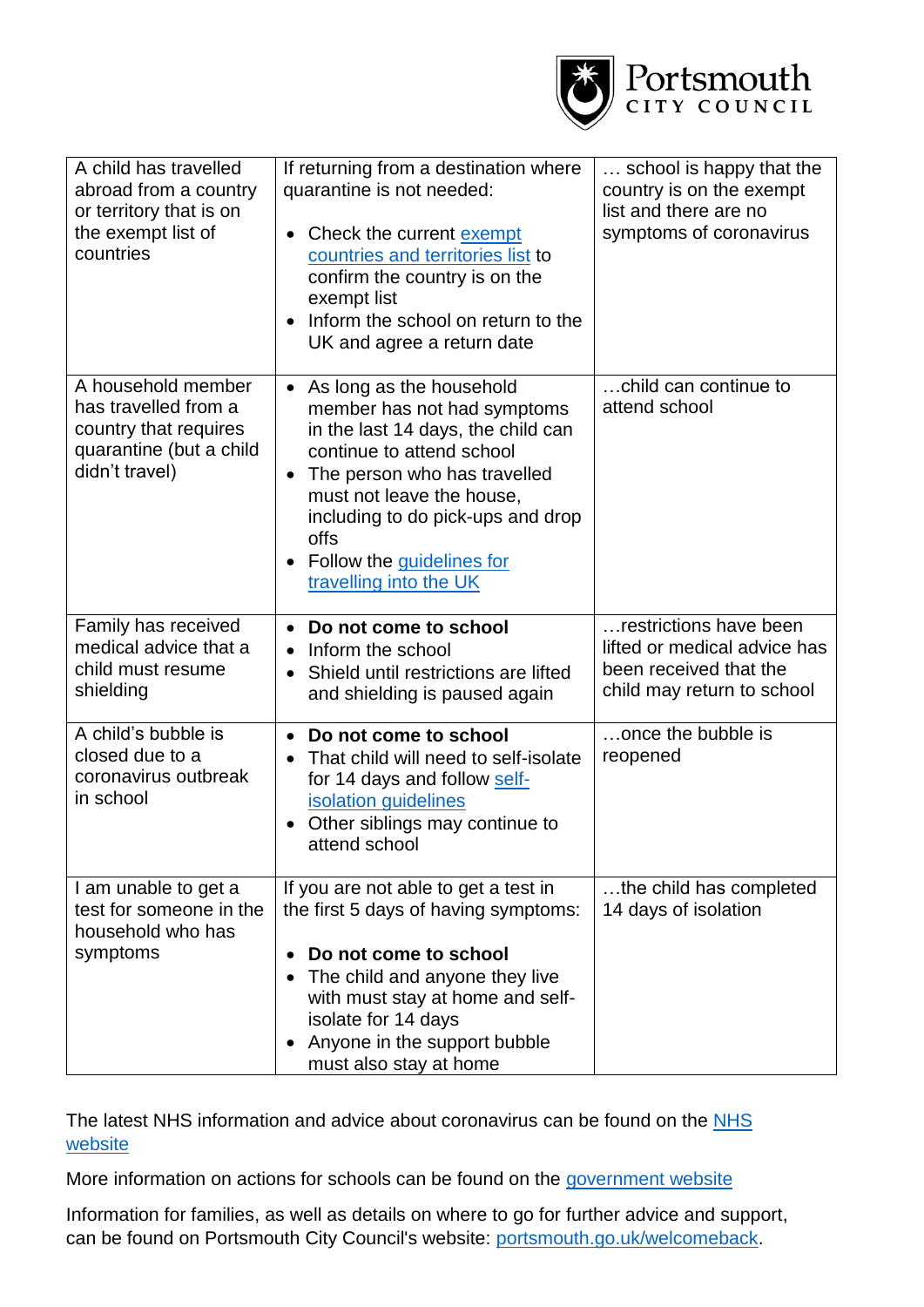| | | |
|---|---|---|
| A child has travelled abroad from a country or territory that is on the exempt list of countries | If returning from a destination where quarantine is not needed:<br><br>• Check the current [exempt countries and territories list]() to confirm the country is on the exempt list<br>• Inform the school on return to the UK and agree a return date | … school is happy that the country is on the exempt list and there are no symptoms of coronavirus |
| A household member has travelled from a country that requires quarantine (but a child didn't travel) | • As long as the household member has not had symptoms in the last 14 days, the child can continue to attend school<br>• The person who has travelled must not leave the house, including to do pick-ups and drop offs<br>• Follow the [guidelines for travelling into the UK]() | …child can continue to attend school |
| Family has received medical advice that a child must resume shielding | • **Do not come to school**<br>• Inform the school<br>• Shield until restrictions are lifted and shielding is paused again | …restrictions have been lifted or medical advice has been received that the child may return to school |
| A child's bubble is closed due to a coronavirus outbreak in school | • **Do not come to school**<br>• That child will need to self-isolate for 14 days and follow [self-isolation guidelines]()<br>• Other siblings may continue to attend school | …once the bubble is reopened |
| I am unable to get a test for someone in the household who has symptoms | If you are not able to get a test in the first 5 days of having symptoms:<br><br>• **Do not come to school**<br>• The child and anyone they live with must stay at home and self-isolate for 14 days<br>• Anyone in the support bubble must also stay at home | …the child has completed 14 days of isolation |

The latest NHS information and advice about coronavirus can be found on the [NHS website]()

More information on actions for schools can be found on the [government website]()

Information for families, as well as details on where to go for further advice and support, can be found on Portsmouth City Council's website: [portsmouth.go.uk/welcomeback]().